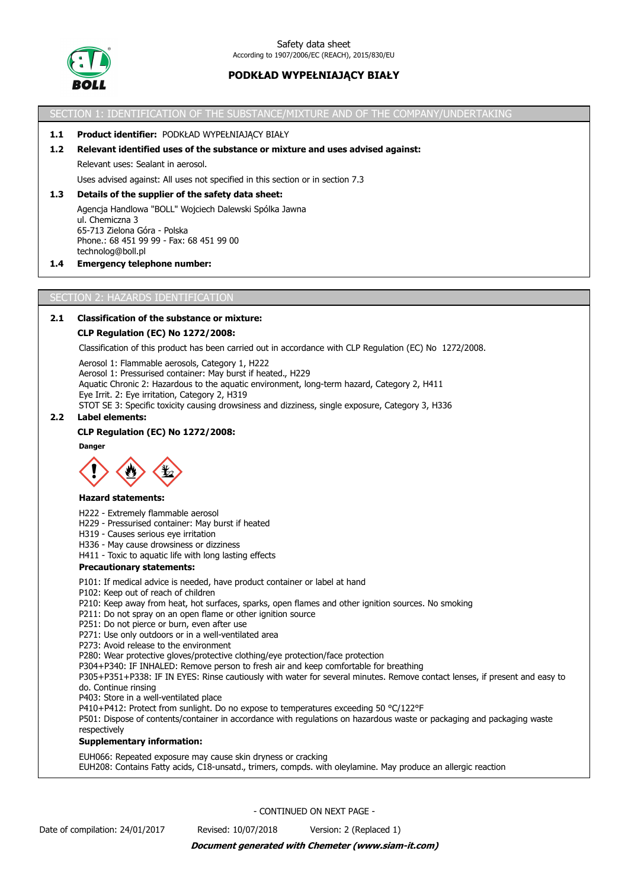Safety data sheet
According to 1907/2006/EC (REACH), 2015/830/EU

# PODKŁAD WYPEŁNIAJĄCY BIAŁY

## SECTION 1: IDENTIFICATION OF THE SUBSTANCE/MIXTURE AND OF THE COMPANY/UNDERTAKING

**1.1 Product identifier:** PODKŁAD WYPEŁNIAJĄCY BIAŁY

**1.2 Relevant identified uses of the substance or mixture and uses advised against:**

Relevant uses: Sealant in aerosol.

Uses advised against: All uses not specified in this section or in section 7.3

**1.3 Details of the supplier of the safety data sheet:**

Agencja Handlowa "BOLL" Wojciech Dalewski Spólka Jawna
ul. Chemiczna 3
65-713 Zielona Góra - Polska
Phone.: 68 451 99 99 - Fax: 68 451 99 00
technolog@boll.pl

**1.4 Emergency telephone number:**

## SECTION 2: HAZARDS IDENTIFICATION

**2.1 Classification of the substance or mixture:**

**CLP Regulation (EC) No 1272/2008:**

Classification of this product has been carried out in accordance with CLP Regulation (EC) No 1272/2008.

Aerosol 1: Flammable aerosols, Category 1, H222
Aerosol 1: Pressurised container: May burst if heated., H229
Aquatic Chronic 2: Hazardous to the aquatic environment, long-term hazard, Category 2, H411
Eye Irrit. 2: Eye irritation, Category 2, H319
STOT SE 3: Specific toxicity causing drowsiness and dizziness, single exposure, Category 3, H336

**2.2 Label elements:**

**CLP Regulation (EC) No 1272/2008:**

**Danger**

**Hazard statements:**

H222 - Extremely flammable aerosol
H229 - Pressurised container: May burst if heated
H319 - Causes serious eye irritation
H336 - May cause drowsiness or dizziness
H411 - Toxic to aquatic life with long lasting effects

**Precautionary statements:**

P101: If medical advice is needed, have product container or label at hand
P102: Keep out of reach of children
P210: Keep away from heat, hot surfaces, sparks, open flames and other ignition sources. No smoking
P211: Do not spray on an open flame or other ignition source
P251: Do not pierce or burn, even after use
P271: Use only outdoors or in a well-ventilated area
P273: Avoid release to the environment
P280: Wear protective gloves/protective clothing/eye protection/face protection
P304+P340: IF INHALED: Remove person to fresh air and keep comfortable for breathing
P305+P351+P338: IF IN EYES: Rinse cautiously with water for several minutes. Remove contact lenses, if present and easy to do. Continue rinsing
P403: Store in a well-ventilated place
P410+P412: Protect from sunlight. Do no expose to temperatures exceeding 50 °C/122°F
P501: Dispose of contents/container in accordance with regulations on hazardous waste or packaging and packaging waste respectively

**Supplementary information:**

EUH066: Repeated exposure may cause skin dryness or cracking
EUH208: Contains Fatty acids, C18-unsatd., trimers, compds. with oleylamine. May produce an allergic reaction

- CONTINUED ON NEXT PAGE -

Date of compilation: 24/01/2017 Revised: 10/07/2018 Version: 2 (Replaced 1)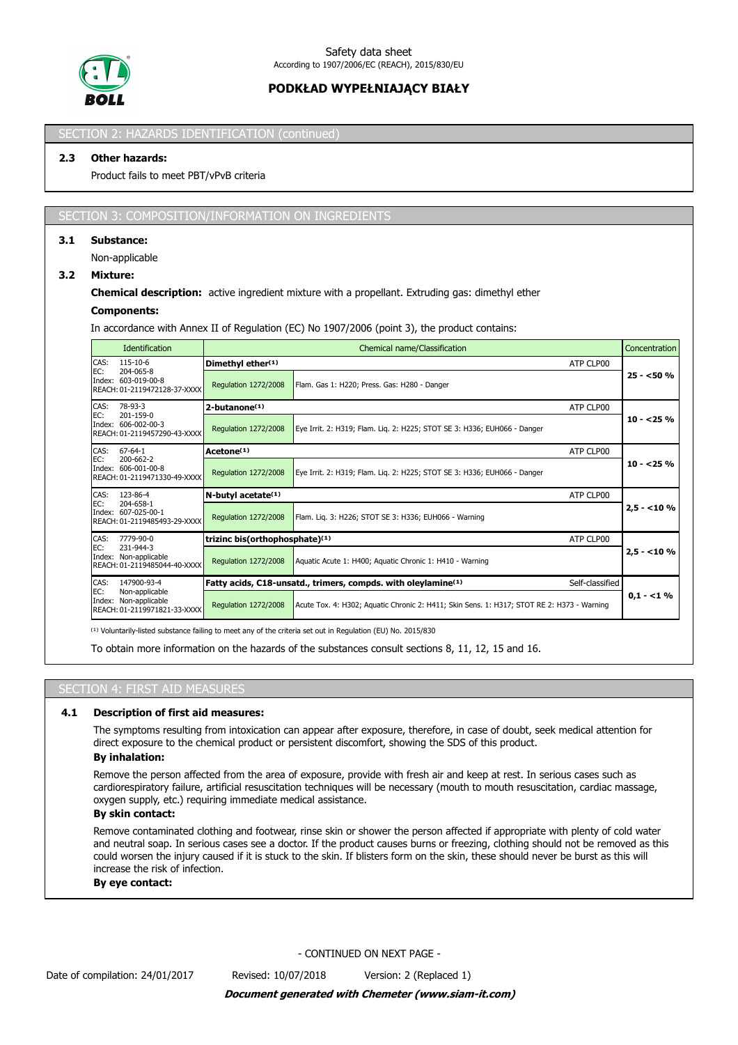## SECTION 2: HAZARDS IDENTIFICATION (continued)

### 2.3 Other hazards:

Product fails to meet PBT/vPvB criteria

## SECTION 3: COMPOSITION/INFORMATION ON INGREDIENTS

### 3.1 Substance:

Non-applicable

### 3.2 Mixture:

**Chemical description:** active ingredient mixture with a propellant. Extruding gas: dimethyl ether

**Components:**

In accordance with Annex II of Regulation (EC) No 1907/2006 (point 3), the product contains:

| Identification | Chemical name/Classification | | | Concentration |
|---|---|---|---|---|
| CAS: 115-10-6<br>EC: 204-065-8<br>Index: 603-019-00-8<br>REACH: 01-2119472128-37-XXXX | **Dimethyl ether[(1)]** | | ATP CLP00 | **25 - <50 %** |
| | Regulation 1272/2008 | Flam. Gas 1: H220; Press. Gas: H280 - Danger | | |
| CAS: 78-93-3<br>EC: 201-159-0<br>Index: 606-002-00-3<br>REACH: 01-2119457290-43-XXXX | **2-butanone[(1)]** | | ATP CLP00 | **10 - <25 %** |
| | Regulation 1272/2008 | Eye Irrit. 2: H319; Flam. Liq. 2: H225; STOT SE 3: H336; EUH066 - Danger | | |
| CAS: 67-64-1<br>EC: 200-662-2<br>Index: 606-001-00-8<br>REACH: 01-2119471330-49-XXXX | **Acetone[(1)]** | | ATP CLP00 | **10 - <25 %** |
| | Regulation 1272/2008 | Eye Irrit. 2: H319; Flam. Liq. 2: H225; STOT SE 3: H336; EUH066 - Danger | | |
| CAS: 123-86-4<br>EC: 204-658-1<br>Index: 607-025-00-1<br>REACH: 01-2119485493-29-XXXX | **N-butyl acetate[(1)]** | | ATP CLP00 | **2,5 - <10 %** |
| | Regulation 1272/2008 | Flam. Liq. 3: H226; STOT SE 3: H336; EUH066 - Warning | | |
| CAS: 7779-90-0<br>EC: 231-944-3<br>Index: Non-applicable<br>REACH: 01-2119485044-40-XXXX | **trizinc bis(orthophosphate)[(1)]** | | ATP CLP00 | **2,5 - <10 %** |
| | Regulation 1272/2008 | Aquatic Acute 1: H400; Aquatic Chronic 1: H410 - Warning | | |
| CAS: 147900-93-4<br>EC: Non-applicable<br>Index: Non-applicable<br>REACH: 01-2119971821-33-XXXX | **Fatty acids, C18-unsatd., trimers, compds. with oleylamine[(1)]** | | Self-classified | **0,1 - <1 %** |
| | Regulation 1272/2008 | Acute Tox. 4: H302; Aquatic Chronic 2: H411; Skin Sens. 1: H317; STOT RE 2: H373 - Warning | | |

[(1)] Voluntarily-listed substance failing to meet any of the criteria set out in Regulation (EU) No. 2015/830

To obtain more information on the hazards of the substances consult sections 8, 11, 12, 15 and 16.

## SECTION 4: FIRST AID MEASURES

### 4.1 Description of first aid measures:

The symptoms resulting from intoxication can appear after exposure, therefore, in case of doubt, seek medical attention for direct exposure to the chemical product or persistent discomfort, showing the SDS of this product.

**By inhalation:**

Remove the person affected from the area of exposure, provide with fresh air and keep at rest. In serious cases such as cardiorespiratory failure, artificial resuscitation techniques will be necessary (mouth to mouth resuscitation, cardiac massage, oxygen supply, etc.) requiring immediate medical assistance.

**By skin contact:**

Remove contaminated clothing and footwear, rinse skin or shower the person affected if appropriate with plenty of cold water and neutral soap. In serious cases see a doctor. If the product causes burns or freezing, clothing should not be removed as this could worsen the injury caused if it is stuck to the skin. If blisters form on the skin, these should never be burst as this will increase the risk of infection.

**By eye contact:**

- CONTINUED ON NEXT PAGE -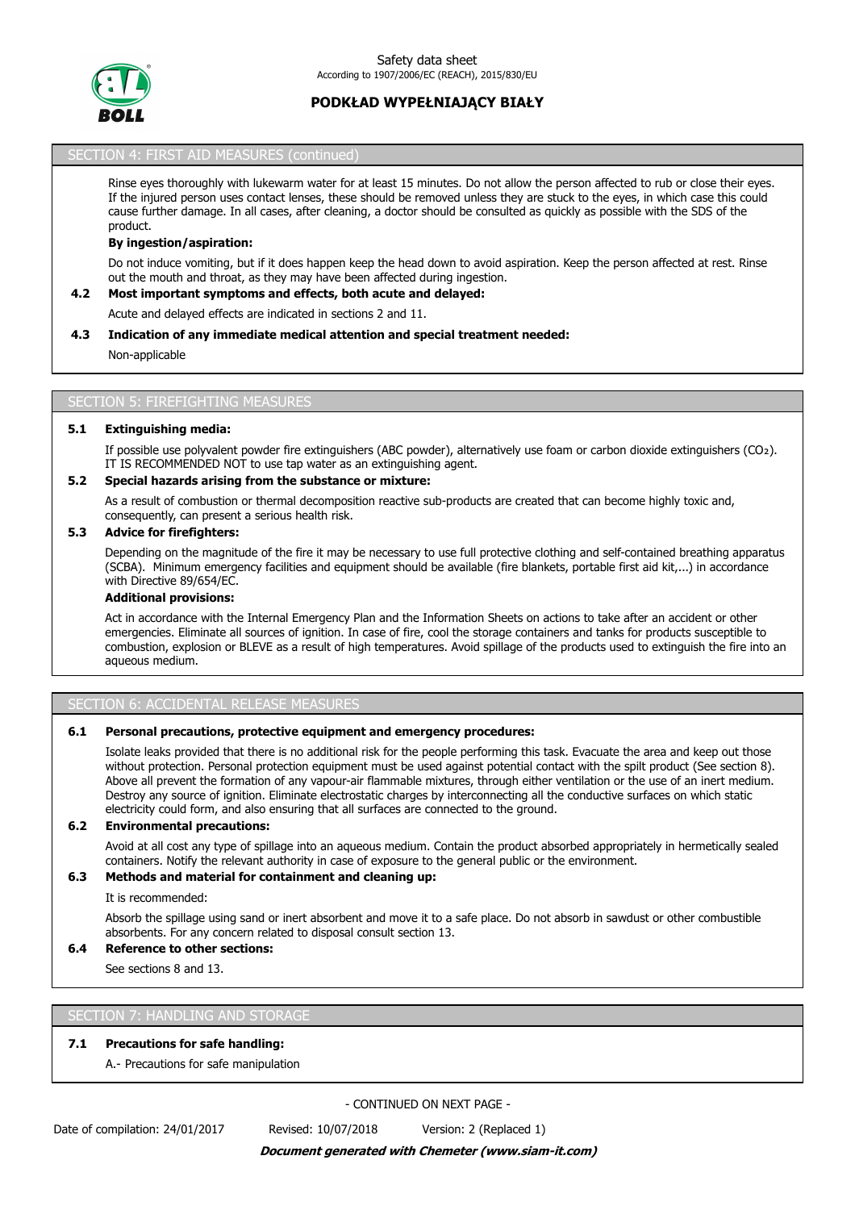## SECTION 4: FIRST AID MEASURES (continued)

Rinse eyes thoroughly with lukewarm water for at least 15 minutes. Do not allow the person affected to rub or close their eyes. If the injured person uses contact lenses, these should be removed unless they are stuck to the eyes, in which case this could cause further damage. In all cases, after cleaning, a doctor should be consulted as quickly as possible with the SDS of the product.

**By ingestion/aspiration:**

Do not induce vomiting, but if it does happen keep the head down to avoid aspiration. Keep the person affected at rest. Rinse out the mouth and throat, as they may have been affected during ingestion.

**4.2 Most important symptoms and effects, both acute and delayed:**

Acute and delayed effects are indicated in sections 2 and 11.

**4.3 Indication of any immediate medical attention and special treatment needed:**

Non-applicable

## SECTION 5: FIREFIGHTING MEASURES

**5.1 Extinguishing media:**

If possible use polyvalent powder fire extinguishers (ABC powder), alternatively use foam or carbon dioxide extinguishers ($CO_2$). IT IS RECOMMENDED NOT to use tap water as an extinguishing agent.

**5.2 Special hazards arising from the substance or mixture:**

As a result of combustion or thermal decomposition reactive sub-products are created that can become highly toxic and, consequently, can present a serious health risk.

**5.3 Advice for firefighters:**

Depending on the magnitude of the fire it may be necessary to use full protective clothing and self-contained breathing apparatus (SCBA). Minimum emergency facilities and equipment should be available (fire blankets, portable first aid kit,...) in accordance with Directive 89/654/EC.

**Additional provisions:**

Act in accordance with the Internal Emergency Plan and the Information Sheets on actions to take after an accident or other emergencies. Eliminate all sources of ignition. In case of fire, cool the storage containers and tanks for products susceptible to combustion, explosion or BLEVE as a result of high temperatures. Avoid spillage of the products used to extinguish the fire into an aqueous medium.

## SECTION 6: ACCIDENTAL RELEASE MEASURES

**6.1 Personal precautions, protective equipment and emergency procedures:**

Isolate leaks provided that there is no additional risk for the people performing this task. Evacuate the area and keep out those without protection. Personal protection equipment must be used against potential contact with the spilt product (See section 8). Above all prevent the formation of any vapour-air flammable mixtures, through either ventilation or the use of an inert medium. Destroy any source of ignition. Eliminate electrostatic charges by interconnecting all the conductive surfaces on which static electricity could form, and also ensuring that all surfaces are connected to the ground.

**6.2 Environmental precautions:**

Avoid at all cost any type of spillage into an aqueous medium. Contain the product absorbed appropriately in hermetically sealed containers. Notify the relevant authority in case of exposure to the general public or the environment.

**6.3 Methods and material for containment and cleaning up:**

It is recommended:

Absorb the spillage using sand or inert absorbent and move it to a safe place. Do not absorb in sawdust or other combustible absorbents. For any concern related to disposal consult section 13.

**6.4 Reference to other sections:**

See sections 8 and 13.

## SECTION 7: HANDLING AND STORAGE

**7.1 Precautions for safe handling:**

A.- Precautions for safe manipulation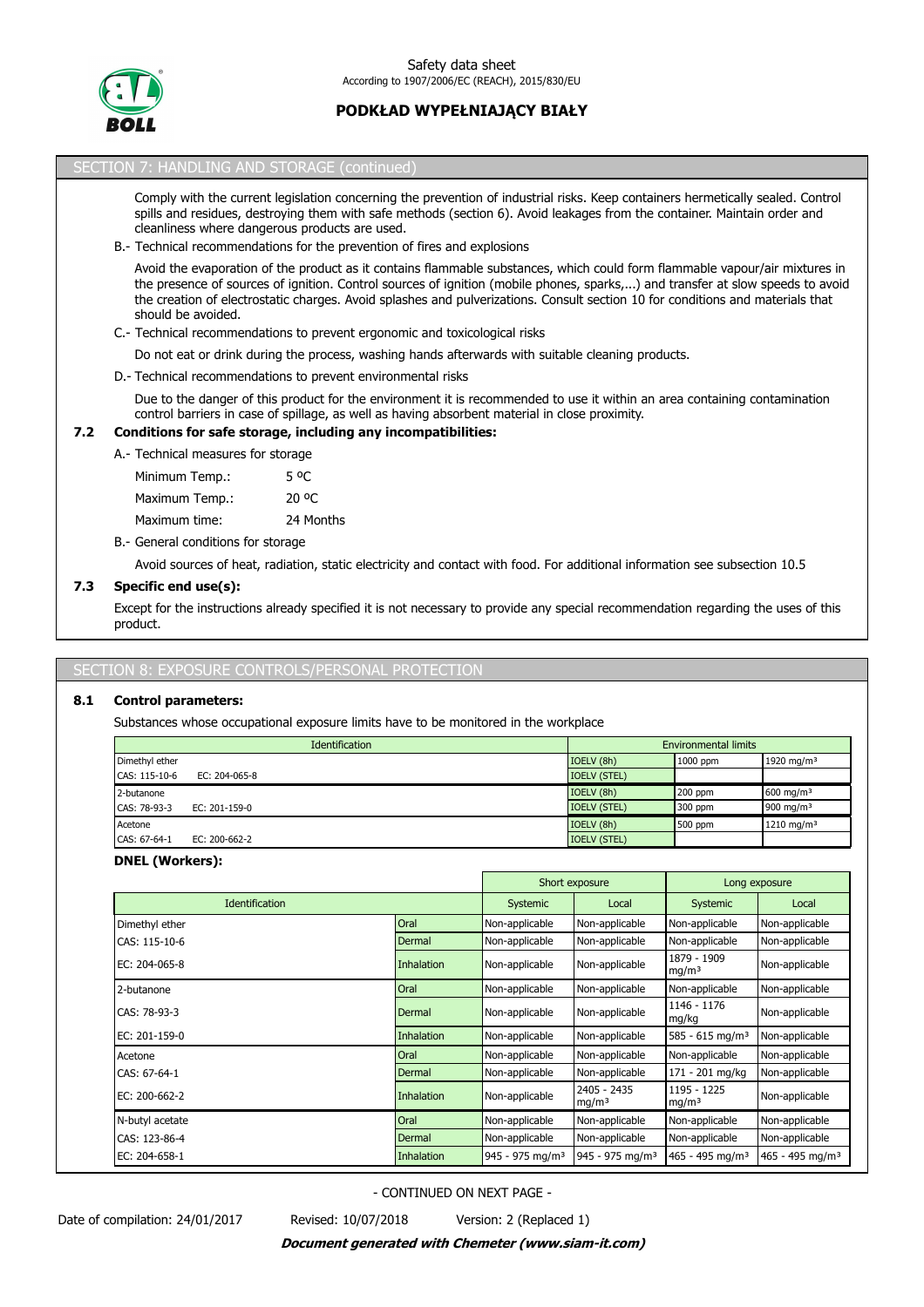## SECTION 7: HANDLING AND STORAGE (continued)

Comply with the current legislation concerning the prevention of industrial risks. Keep containers hermetically sealed. Control spills and residues, destroying them with safe methods (section 6). Avoid leakages from the container. Maintain order and cleanliness where dangerous products are used.

B.- Technical recommendations for the prevention of fires and explosions

Avoid the evaporation of the product as it contains flammable substances, which could form flammable vapour/air mixtures in the presence of sources of ignition. Control sources of ignition (mobile phones, sparks,...) and transfer at slow speeds to avoid the creation of electrostatic charges. Avoid splashes and pulverizations. Consult section 10 for conditions and materials that should be avoided.

C.- Technical recommendations to prevent ergonomic and toxicological risks

Do not eat or drink during the process, washing hands afterwards with suitable cleaning products.

D.- Technical recommendations to prevent environmental risks

Due to the danger of this product for the environment it is recommended to use it within an area containing contamination control barriers in case of spillage, as well as having absorbent material in close proximity.

### 7.2 Conditions for safe storage, including any incompatibilities:

A.- Technical measures for storage

| | |
|---|---|
| Minimum Temp.: | 5 ºC |
| Maximum Temp.: | 20 ºC |
| Maximum time: | 24 Months |

B.- General conditions for storage

Avoid sources of heat, radiation, static electricity and contact with food. For additional information see subsection 10.5

### 7.3 Specific end use(s):

Except for the instructions already specified it is not necessary to provide any special recommendation regarding the uses of this product.

## SECTION 8: EXPOSURE CONTROLS/PERSONAL PROTECTION

### 8.1 Control parameters:

Substances whose occupational exposure limits have to be monitored in the workplace

| Identification | Environmental limits | | |
|---|---|---|---|
| Dimethyl ether | IOELV (8h) | 1000 ppm | 1920 mg/m³ |
| CAS: 115-10-6 EC: 204-065-8 | IOELV (STEL) | | |
| 2-butanone | IOELV (8h) | 200 ppm | 600 mg/m³ |
| CAS: 78-93-3 EC: 201-159-0 | IOELV (STEL) | 300 ppm | 900 mg/m³ |
| Acetone | IOELV (8h) | 500 ppm | 1210 mg/m³ |
| CAS: 67-64-1 EC: 200-662-2 | IOELV (STEL) | | |

**DNEL (Workers):**

| | | Short exposure | | Long exposure | |
|---|---|---|---|---|---|
| Identification | | Systemic | Local | Systemic | Local |
| Dimethyl ether | Oral | Non-applicable | Non-applicable | Non-applicable | Non-applicable |
| CAS: 115-10-6 | Dermal | Non-applicable | Non-applicable | Non-applicable | Non-applicable |
| EC: 204-065-8 | Inhalation | Non-applicable | Non-applicable | 1879 - 1909 mg/m³ | Non-applicable |
| 2-butanone | Oral | Non-applicable | Non-applicable | Non-applicable | Non-applicable |
| CAS: 78-93-3 | Dermal | Non-applicable | Non-applicable | 1146 - 1176 mg/kg | Non-applicable |
| EC: 201-159-0 | Inhalation | Non-applicable | Non-applicable | 585 - 615 mg/m³ | Non-applicable |
| Acetone | Oral | Non-applicable | Non-applicable | Non-applicable | Non-applicable |
| CAS: 67-64-1 | Dermal | Non-applicable | Non-applicable | 171 - 201 mg/kg | Non-applicable |
| EC: 200-662-2 | Inhalation | Non-applicable | 2405 - 2435 mg/m³ | 1195 - 1225 mg/m³ | Non-applicable |
| N-butyl acetate | Oral | Non-applicable | Non-applicable | Non-applicable | Non-applicable |
| CAS: 123-86-4 | Dermal | Non-applicable | Non-applicable | Non-applicable | Non-applicable |
| EC: 204-658-1 | Inhalation | 945 - 975 mg/m³ | 945 - 975 mg/m³ | 465 - 495 mg/m³ | 465 - 495 mg/m³ |

- CONTINUED ON NEXT PAGE -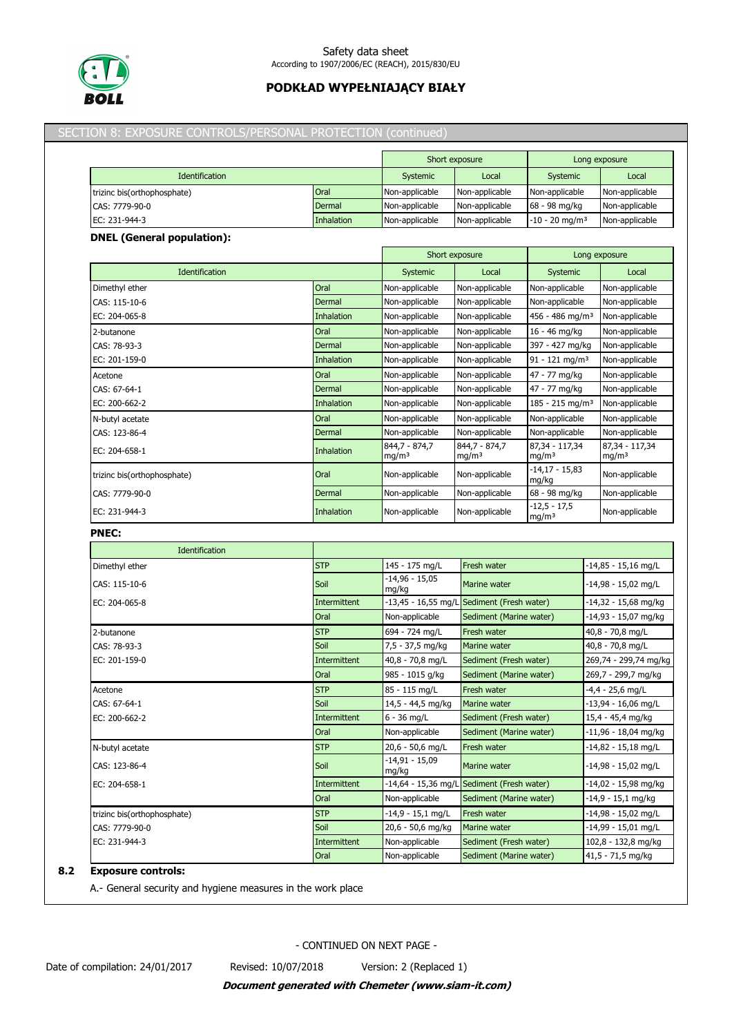## SECTION 8: EXPOSURE CONTROLS/PERSONAL PROTECTION (continued)

| Identification | | Short exposure | | Long exposure | |
|---|---|---|---|---|---|
| | | Systemic | Local | Systemic | Local |
| trizinc bis(orthophosphate) | Oral | Non-applicable | Non-applicable | Non-applicable | Non-applicable |
| CAS: 7779-90-0 | Dermal | Non-applicable | Non-applicable | 68 - 98 mg/kg | Non-applicable |
| EC: 231-944-3 | Inhalation | Non-applicable | Non-applicable | -10 - 20 mg/m³ | Non-applicable |

**DNEL (General population):**

| Identification | | Short exposure | | Long exposure | |
|---|---|---|---|---|---|
| | | Systemic | Local | Systemic | Local |
| Dimethyl ether | Oral | Non-applicable | Non-applicable | Non-applicable | Non-applicable |
| CAS: 115-10-6 | Dermal | Non-applicable | Non-applicable | Non-applicable | Non-applicable |
| EC: 204-065-8 | Inhalation | Non-applicable | Non-applicable | 456 - 486 mg/m³ | Non-applicable |
| 2-butanone | Oral | Non-applicable | Non-applicable | 16 - 46 mg/kg | Non-applicable |
| CAS: 78-93-3 | Dermal | Non-applicable | Non-applicable | 397 - 427 mg/kg | Non-applicable |
| EC: 201-159-0 | Inhalation | Non-applicable | Non-applicable | 91 - 121 mg/m³ | Non-applicable |
| Acetone | Oral | Non-applicable | Non-applicable | 47 - 77 mg/kg | Non-applicable |
| CAS: 67-64-1 | Dermal | Non-applicable | Non-applicable | 47 - 77 mg/kg | Non-applicable |
| EC: 200-662-2 | Inhalation | Non-applicable | Non-applicable | 185 - 215 mg/m³ | Non-applicable |
| N-butyl acetate | Oral | Non-applicable | Non-applicable | Non-applicable | Non-applicable |
| CAS: 123-86-4 | Dermal | Non-applicable | Non-applicable | Non-applicable | Non-applicable |
| EC: 204-658-1 | Inhalation | 844,7 - 874,7 mg/m³ | 844,7 - 874,7 mg/m³ | 87,34 - 117,34 mg/m³ | 87,34 - 117,34 mg/m³ |
| trizinc bis(orthophosphate) | Oral | Non-applicable | Non-applicable | -14,17 - 15,83 mg/kg | Non-applicable |
| CAS: 7779-90-0 | Dermal | Non-applicable | Non-applicable | 68 - 98 mg/kg | Non-applicable |
| EC: 231-944-3 | Inhalation | Non-applicable | Non-applicable | -12,5 - 17,5 mg/m³ | Non-applicable |

**PNEC:**

| Identification | | | | |
|---|---|---|---|---|
| Dimethyl ether | STP | 145 - 175 mg/L | Fresh water | -14,85 - 15,16 mg/L |
| CAS: 115-10-6 | Soil | -14,96 - 15,05 mg/kg | Marine water | -14,98 - 15,02 mg/L |
| EC: 204-065-8 | Intermittent | -13,45 - 16,55 mg/L | Sediment (Fresh water) | -14,32 - 15,68 mg/kg |
| | Oral | Non-applicable | Sediment (Marine water) | -14,93 - 15,07 mg/kg |
| 2-butanone | STP | 694 - 724 mg/L | Fresh water | 40,8 - 70,8 mg/L |
| CAS: 78-93-3 | Soil | 7,5 - 37,5 mg/kg | Marine water | 40,8 - 70,8 mg/L |
| EC: 201-159-0 | Intermittent | 40,8 - 70,8 mg/L | Sediment (Fresh water) | 269,74 - 299,74 mg/kg |
| | Oral | 985 - 1015 g/kg | Sediment (Marine water) | 269,7 - 299,7 mg/kg |
| Acetone | STP | 85 - 115 mg/L | Fresh water | -4,4 - 25,6 mg/L |
| CAS: 67-64-1 | Soil | 14,5 - 44,5 mg/kg | Marine water | -13,94 - 16,06 mg/L |
| EC: 200-662-2 | Intermittent | 6 - 36 mg/L | Sediment (Fresh water) | 15,4 - 45,4 mg/kg |
| | Oral | Non-applicable | Sediment (Marine water) | -11,96 - 18,04 mg/kg |
| N-butyl acetate | STP | 20,6 - 50,6 mg/L | Fresh water | -14,82 - 15,18 mg/L |
| CAS: 123-86-4 | Soil | -14,91 - 15,09 mg/kg | Marine water | -14,98 - 15,02 mg/L |
| EC: 204-658-1 | Intermittent | -14,64 - 15,36 mg/L | Sediment (Fresh water) | -14,02 - 15,98 mg/kg |
| | Oral | Non-applicable | Sediment (Marine water) | -14,9 - 15,1 mg/kg |
| trizinc bis(orthophosphate) | STP | -14,9 - 15,1 mg/L | Fresh water | -14,98 - 15,02 mg/L |
| CAS: 7779-90-0 | Soil | 20,6 - 50,6 mg/kg | Marine water | -14,99 - 15,01 mg/L |
| EC: 231-944-3 | Intermittent | Non-applicable | Sediment (Fresh water) | 102,8 - 132,8 mg/kg |
| | Oral | Non-applicable | Sediment (Marine water) | 41,5 - 71,5 mg/kg |

### 8.2 Exposure controls:

A.- General security and hygiene measures in the work place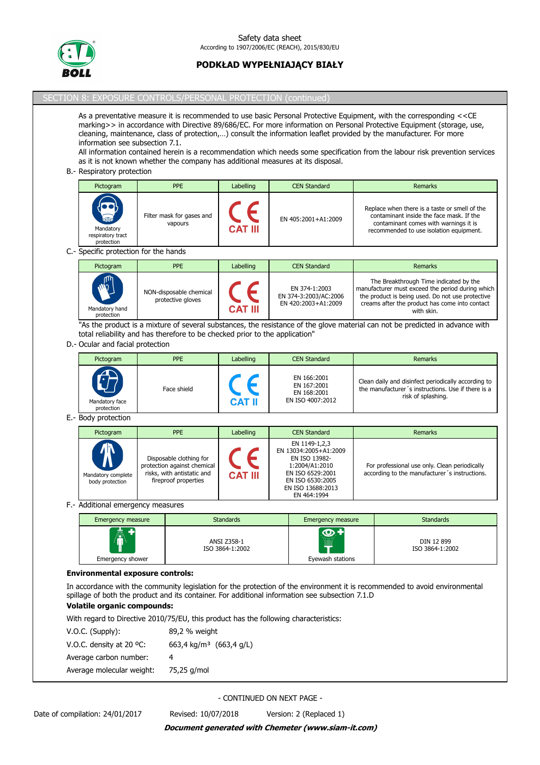## SECTION 8: EXPOSURE CONTROLS/PERSONAL PROTECTION (continued)

As a preventative measure it is recommended to use basic Personal Protective Equipment, with the corresponding <<CE marking>> in accordance with Directive 89/686/EC. For more information on Personal Protective Equipment (storage, use, cleaning, maintenance, class of protection,…) consult the information leaflet provided by the manufacturer. For more information see subsection 7.1.

All information contained herein is a recommendation which needs some specification from the labour risk prevention services as it is not known whether the company has additional measures at its disposal.

B.- Respiratory protection

| Pictogram | PPE | Labelling | CEN Standard | Remarks |
|---|---|---|---|---|
| Mandatory respiratory tract protection | Filter mask for gases and vapours | CE CAT III | EN 405:2001+A1:2009 | Replace when there is a taste or smell of the contaminant inside the face mask. If the contaminant comes with warnings it is recommended to use isolation equipment. |

C.- Specific protection for the hands

| Pictogram | PPE | Labelling | CEN Standard | Remarks |
|---|---|---|---|---|
| Mandatory hand protection | NON-disposable chemical protective gloves | CE CAT III | EN 374-1:2003<br>EN 374-3:2003/AC:2006<br>EN 420:2003+A1:2009 | The Breakthrough Time indicated by the manufacturer must exceed the period during which the product is being used. Do not use protective creams after the product has come into contact with skin. |

"As the product is a mixture of several substances, the resistance of the glove material can not be predicted in advance with total reliability and has therefore to be checked prior to the application"

D.- Ocular and facial protection

| Pictogram | PPE | Labelling | CEN Standard | Remarks |
|---|---|---|---|---|
| Mandatory face protection | Face shield | CE CAT II | EN 166:2001<br>EN 167:2001<br>EN 168:2001<br>EN ISO 4007:2012 | Clean daily and disinfect periodically according to the manufacturer´s instructions. Use if there is a risk of splashing. |

E.- Body protection

| Pictogram | PPE | Labelling | CEN Standard | Remarks |
|---|---|---|---|---|
| Mandatory complete body protection | Disposable clothing for protection against chemical risks, with antistatic and fireproof properties | CE CAT III | EN 1149-1,2,3<br>EN 13034:2005+A1:2009<br>EN ISO 13982-1:2004/A1:2010<br>EN ISO 6529:2001<br>EN ISO 6530:2005<br>EN ISO 13688:2013<br>EN 464:1994 | For professional use only. Clean periodically according to the manufacturer´s instructions. |

F.- Additional emergency measures

| Emergency measure | Standards | Emergency measure | Standards |
|---|---|---|---|
| Emergency shower | ANSI Z358-1<br>ISO 3864-1:2002 | Eyewash stations | DIN 12 899<br>ISO 3864-1:2002 |

**Environmental exposure controls:**

In accordance with the community legislation for the protection of the environment it is recommended to avoid environmental spillage of both the product and its container. For additional information see subsection 7.1.D

**Volatile organic compounds:**

With regard to Directive 2010/75/EU, this product has the following characteristics:

V.O.C. (Supply): 89,2 % weight

V.O.C. density at 20 ºC: 663,4 kg/m³ (663,4 g/L)

Average carbon number: 4

Average molecular weight: 75,25 g/mol

- CONTINUED ON NEXT PAGE -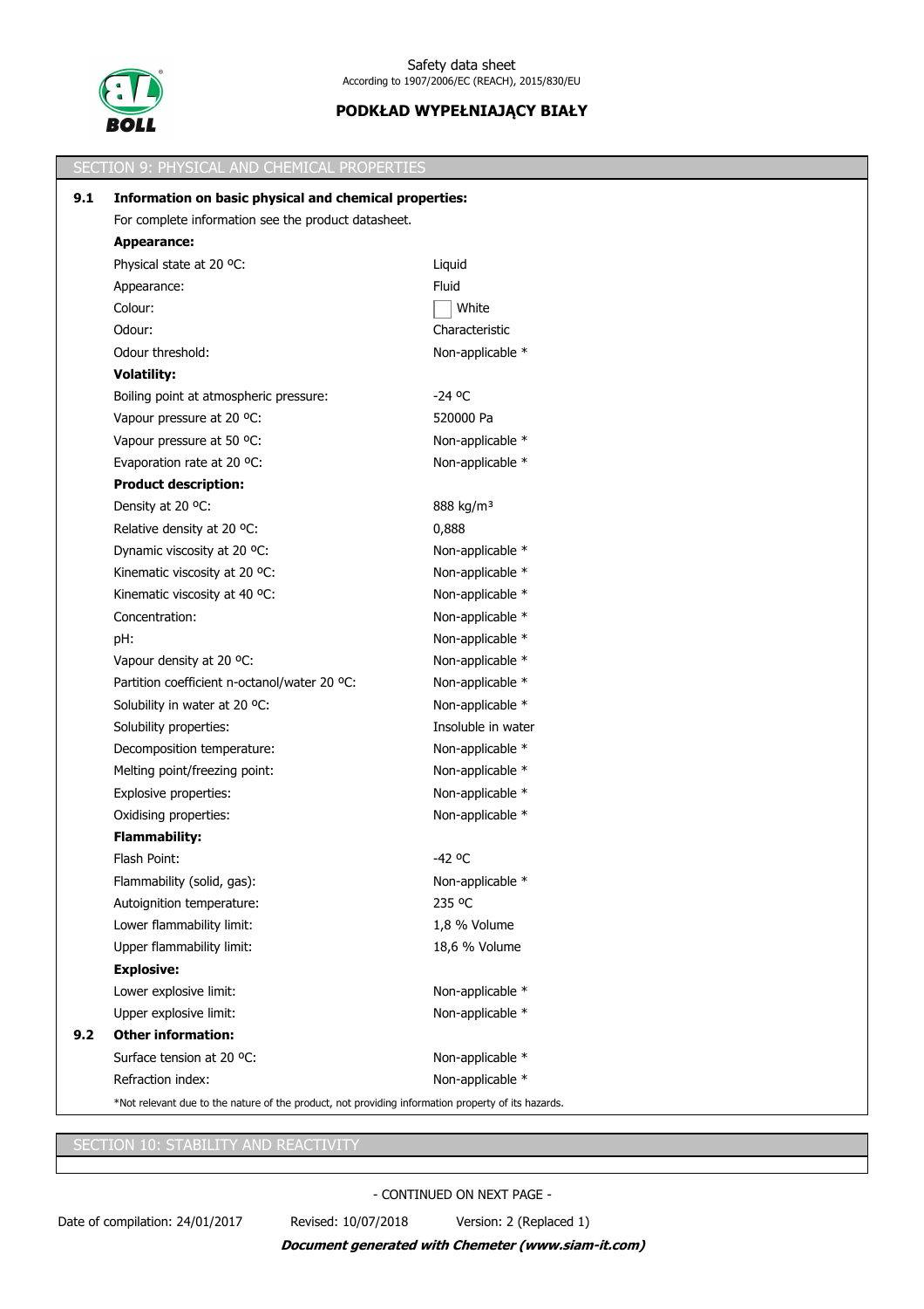## SECTION 9: PHYSICAL AND CHEMICAL PROPERTIES

**9.1 Information on basic physical and chemical properties:**

For complete information see the product datasheet.

| | |
|---|---|
| **Appearance:** | |
| Physical state at 20 ºC: | Liquid |
| Appearance: | Fluid |
| Colour: | White |
| Odour: | Characteristic |
| Odour threshold: | Non-applicable * |
| **Volatility:** | |
| Boiling point at atmospheric pressure: | -24 ºC |
| Vapour pressure at 20 ºC: | 520000 Pa |
| Vapour pressure at 50 ºC: | Non-applicable * |
| Evaporation rate at 20 ºC: | Non-applicable * |
| **Product description:** | |
| Density at 20 ºC: | 888 kg/m³ |
| Relative density at 20 ºC: | 0,888 |
| Dynamic viscosity at 20 ºC: | Non-applicable * |
| Kinematic viscosity at 20 ºC: | Non-applicable * |
| Kinematic viscosity at 40 ºC: | Non-applicable * |
| Concentration: | Non-applicable * |
| pH: | Non-applicable * |
| Vapour density at 20 ºC: | Non-applicable * |
| Partition coefficient n-octanol/water 20 ºC: | Non-applicable * |
| Solubility in water at 20 ºC: | Non-applicable * |
| Solubility properties: | Insoluble in water |
| Decomposition temperature: | Non-applicable * |
| Melting point/freezing point: | Non-applicable * |
| Explosive properties: | Non-applicable * |
| Oxidising properties: | Non-applicable * |
| **Flammability:** | |
| Flash Point: | -42 ºC |
| Flammability (solid, gas): | Non-applicable * |
| Autoignition temperature: | 235 ºC |
| Lower flammability limit: | 1,8 % Volume |
| Upper flammability limit: | 18,6 % Volume |
| **Explosive:** | |
| Lower explosive limit: | Non-applicable * |
| Upper explosive limit: | Non-applicable * |

**9.2 Other information:**

| | |
|---|---|
| Surface tension at 20 ºC: | Non-applicable * |
| Refraction index: | Non-applicable * |

*Not relevant due to the nature of the product, not providing information property of its hazards.

## SECTION 10: STABILITY AND REACTIVITY

- CONTINUED ON NEXT PAGE -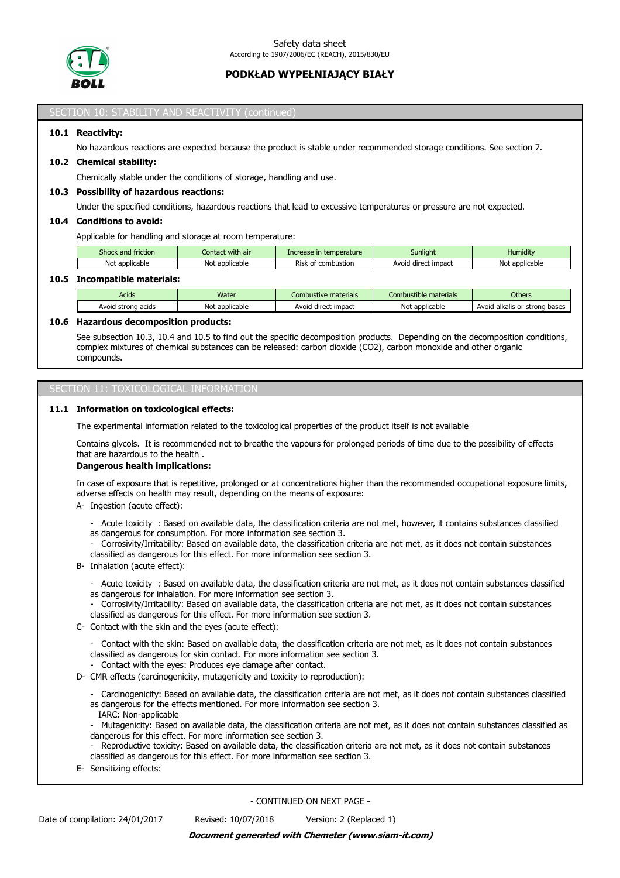## SECTION 10: STABILITY AND REACTIVITY (continued)

**10.1 Reactivity:**

No hazardous reactions are expected because the product is stable under recommended storage conditions. See section 7.

**10.2 Chemical stability:**

Chemically stable under the conditions of storage, handling and use.

**10.3 Possibility of hazardous reactions:**

Under the specified conditions, hazardous reactions that lead to excessive temperatures or pressure are not expected.

**10.4 Conditions to avoid:**

Applicable for handling and storage at room temperature:

| Shock and friction | Contact with air | Increase in temperature | Sunlight | Humidity |
|---|---|---|---|---|
| Not applicable | Not applicable | Risk of combustion | Avoid direct impact | Not applicable |

**10.5 Incompatible materials:**

| Acids | Water | Combustive materials | Combustible materials | Others |
|---|---|---|---|---|
| Avoid strong acids | Not applicable | Avoid direct impact | Not applicable | Avoid alkalis or strong bases |

**10.6 Hazardous decomposition products:**

See subsection 10.3, 10.4 and 10.5 to find out the specific decomposition products. Depending on the decomposition conditions, complex mixtures of chemical substances can be released: carbon dioxide ($CO_2$), carbon monoxide and other organic compounds.

## SECTION 11: TOXICOLOGICAL INFORMATION

**11.1 Information on toxicological effects:**

The experimental information related to the toxicological properties of the product itself is not available

Contains glycols. It is recommended not to breathe the vapours for prolonged periods of time due to the possibility of effects that are hazardous to the health .

**Dangerous health implications:**

In case of exposure that is repetitive, prolonged or at concentrations higher than the recommended occupational exposure limits, adverse effects on health may result, depending on the means of exposure:

A- Ingestion (acute effect):

- Acute toxicity : Based on available data, the classification criteria are not met, however, it contains substances classified as dangerous for consumption. For more information see section 3.
- Corrosivity/Irritability: Based on available data, the classification criteria are not met, as it does not contain substances classified as dangerous for this effect. For more information see section 3.

B- Inhalation (acute effect):

- Acute toxicity : Based on available data, the classification criteria are not met, as it does not contain substances classified as dangerous for inhalation. For more information see section 3.
- Corrosivity/Irritability: Based on available data, the classification criteria are not met, as it does not contain substances classified as dangerous for this effect. For more information see section 3.

C- Contact with the skin and the eyes (acute effect):

- Contact with the skin: Based on available data, the classification criteria are not met, as it does not contain substances classified as dangerous for skin contact. For more information see section 3.
- Contact with the eyes: Produces eye damage after contact.

D- CMR effects (carcinogenicity, mutagenicity and toxicity to reproduction):

- Carcinogenicity: Based on available data, the classification criteria are not met, as it does not contain substances classified as dangerous for the effects mentioned. For more information see section 3.
  IARC: Non-applicable
- Mutagenicity: Based on available data, the classification criteria are not met, as it does not contain substances classified as dangerous for this effect. For more information see section 3.
- Reproductive toxicity: Based on available data, the classification criteria are not met, as it does not contain substances classified as dangerous for this effect. For more information see section 3.

E- Sensitizing effects:

- CONTINUED ON NEXT PAGE -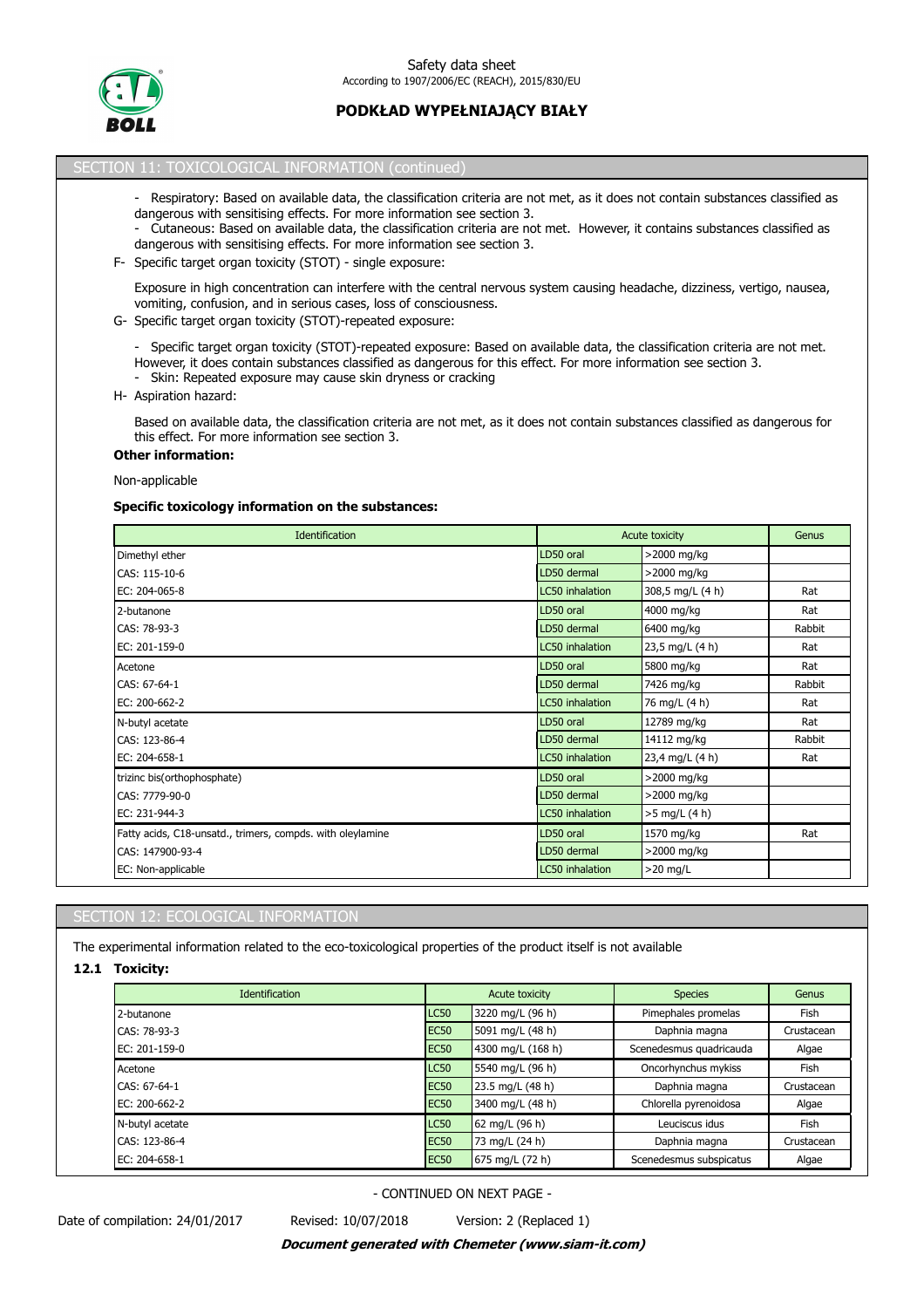## SECTION 11: TOXICOLOGICAL INFORMATION (continued)

- Respiratory: Based on available data, the classification criteria are not met, as it does not contain substances classified as dangerous with sensitising effects. For more information see section 3.
- Cutaneous: Based on available data, the classification criteria are not met. However, it contains substances classified as dangerous with sensitising effects. For more information see section 3.

F- Specific target organ toxicity (STOT) - single exposure:

Exposure in high concentration can interfere with the central nervous system causing headache, dizziness, vertigo, nausea, vomiting, confusion, and in serious cases, loss of consciousness.

G- Specific target organ toxicity (STOT)-repeated exposure:

- Specific target organ toxicity (STOT)-repeated exposure: Based on available data, the classification criteria are not met. However, it does contain substances classified as dangerous for this effect. For more information see section 3.
- Skin: Repeated exposure may cause skin dryness or cracking

H- Aspiration hazard:

Based on available data, the classification criteria are not met, as it does not contain substances classified as dangerous for this effect. For more information see section 3.

**Other information:**

Non-applicable

**Specific toxicology information on the substances:**

| Identification | Acute toxicity | | Genus |
|---|---|---|---|
| Dimethyl ether | LD50 oral | >2000 mg/kg | |
| CAS: 115-10-6 | LD50 dermal | >2000 mg/kg | |
| EC: 204-065-8 | LC50 inhalation | 308,5 mg/L (4 h) | Rat |
| 2-butanone | LD50 oral | 4000 mg/kg | Rat |
| CAS: 78-93-3 | LD50 dermal | 6400 mg/kg | Rabbit |
| EC: 201-159-0 | LC50 inhalation | 23,5 mg/L (4 h) | Rat |
| Acetone | LD50 oral | 5800 mg/kg | Rat |
| CAS: 67-64-1 | LD50 dermal | 7426 mg/kg | Rabbit |
| EC: 200-662-2 | LC50 inhalation | 76 mg/L (4 h) | Rat |
| N-butyl acetate | LD50 oral | 12789 mg/kg | Rat |
| CAS: 123-86-4 | LD50 dermal | 14112 mg/kg | Rabbit |
| EC: 204-658-1 | LC50 inhalation | 23,4 mg/L (4 h) | Rat |
| trizinc bis(orthophosphate) | LD50 oral | >2000 mg/kg | |
| CAS: 7779-90-0 | LD50 dermal | >2000 mg/kg | |
| EC: 231-944-3 | LC50 inhalation | >5 mg/L (4 h) | |
| Fatty acids, C18-unsatd., trimers, compds. with oleylamine | LD50 oral | 1570 mg/kg | Rat |
| CAS: 147900-93-4 | LD50 dermal | >2000 mg/kg | |
| EC: Non-applicable | LC50 inhalation | >20 mg/L | |

## SECTION 12: ECOLOGICAL INFORMATION

The experimental information related to the eco-toxicological properties of the product itself is not available

### 12.1 Toxicity:

| Identification | Acute toxicity | | Species | Genus |
|---|---|---|---|---|
| 2-butanone | LC50 | 3220 mg/L (96 h) | Pimephales promelas | Fish |
| CAS: 78-93-3 | EC50 | 5091 mg/L (48 h) | Daphnia magna | Crustacean |
| EC: 201-159-0 | EC50 | 4300 mg/L (168 h) | Scenedesmus quadricauda | Algae |
| Acetone | LC50 | 5540 mg/L (96 h) | Oncorhynchus mykiss | Fish |
| CAS: 67-64-1 | EC50 | 23.5 mg/L (48 h) | Daphnia magna | Crustacean |
| EC: 200-662-2 | EC50 | 3400 mg/L (48 h) | Chlorella pyrenoidosa | Algae |
| N-butyl acetate | LC50 | 62 mg/L (96 h) | Leuciscus idus | Fish |
| CAS: 123-86-4 | EC50 | 73 mg/L (24 h) | Daphnia magna | Crustacean |
| EC: 204-658-1 | EC50 | 675 mg/L (72 h) | Scenedesmus subspicatus | Algae |

- CONTINUED ON NEXT PAGE -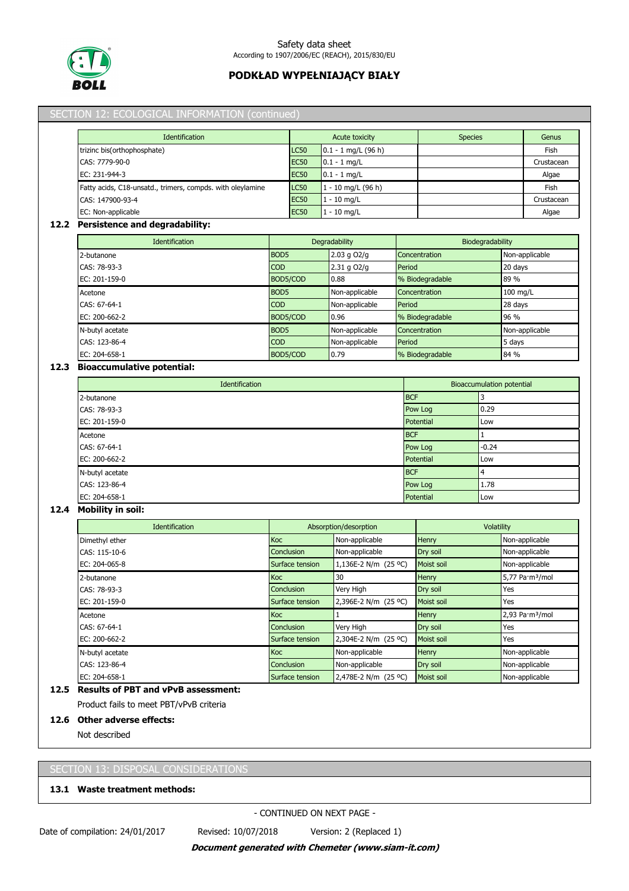## SECTION 12: ECOLOGICAL INFORMATION (continued)

| Identification | Acute toxicity | | Species | Genus |
|---|---|---|---|---|
| trizinc bis(orthophosphate) | LC50 | 0.1 - 1 mg/L (96 h) | | Fish |
| CAS: 7779-90-0 | EC50 | 0.1 - 1 mg/L | | Crustacean |
| EC: 231-944-3 | EC50 | 0.1 - 1 mg/L | | Algae |
| Fatty acids, C18-unsatd., trimers, compds. with oleylamine | LC50 | 1 - 10 mg/L (96 h) | | Fish |
| CAS: 147900-93-4 | EC50 | 1 - 10 mg/L | | Crustacean |
| EC: Non-applicable | EC50 | 1 - 10 mg/L | | Algae |

### 12.2 Persistence and degradability:

| Identification | Degradability | | Biodegradability | |
|---|---|---|---|---|
| 2-butanone | BOD5 | 2.03 g O2/g | Concentration | Non-applicable |
| CAS: 78-93-3 | COD | 2.31 g O2/g | Period | 20 days |
| EC: 201-159-0 | BOD5/COD | 0.88 | % Biodegradable | 89 % |
| Acetone | BOD5 | Non-applicable | Concentration | 100 mg/L |
| CAS: 67-64-1 | COD | Non-applicable | Period | 28 days |
| EC: 200-662-2 | BOD5/COD | 0.96 | % Biodegradable | 96 % |
| N-butyl acetate | BOD5 | Non-applicable | Concentration | Non-applicable |
| CAS: 123-86-4 | COD | Non-applicable | Period | 5 days |
| EC: 204-658-1 | BOD5/COD | 0.79 | % Biodegradable | 84 % |

### 12.3 Bioaccumulative potential:

| Identification | Bioaccumulation potential | |
|---|---|---|
| 2-butanone | BCF | 3 |
| CAS: 78-93-3 | Pow Log | 0.29 |
| EC: 201-159-0 | Potential | Low |
| Acetone | BCF | 1 |
| CAS: 67-64-1 | Pow Log | -0.24 |
| EC: 200-662-2 | Potential | Low |
| N-butyl acetate | BCF | 4 |
| CAS: 123-86-4 | Pow Log | 1.78 |
| EC: 204-658-1 | Potential | Low |

### 12.4 Mobility in soil:

| Identification | Absorption/desorption | | Volatility | |
|---|---|---|---|---|
| Dimethyl ether | Koc | Non-applicable | Henry | Non-applicable |
| CAS: 115-10-6 | Conclusion | Non-applicable | Dry soil | Non-applicable |
| EC: 204-065-8 | Surface tension | 1,136E-2 N/m (25 ºC) | Moist soil | Non-applicable |
| 2-butanone | Koc | 30 | Henry | 5,77 Pa·m³/mol |
| CAS: 78-93-3 | Conclusion | Very High | Dry soil | Yes |
| EC: 201-159-0 | Surface tension | 2,396E-2 N/m (25 ºC) | Moist soil | Yes |
| Acetone | Koc | 1 | Henry | 2,93 Pa·m³/mol |
| CAS: 67-64-1 | Conclusion | Very High | Dry soil | Yes |
| EC: 200-662-2 | Surface tension | 2,304E-2 N/m (25 ºC) | Moist soil | Yes |
| N-butyl acetate | Koc | Non-applicable | Henry | Non-applicable |
| CAS: 123-86-4 | Conclusion | Non-applicable | Dry soil | Non-applicable |
| EC: 204-658-1 | Surface tension | 2,478E-2 N/m (25 ºC) | Moist soil | Non-applicable |

### 12.5 Results of PBT and vPvB assessment:

Product fails to meet PBT/vPvB criteria

### 12.6 Other adverse effects:

Not described

## SECTION 13: DISPOSAL CONSIDERATIONS

### 13.1 Waste treatment methods:

- CONTINUED ON NEXT PAGE -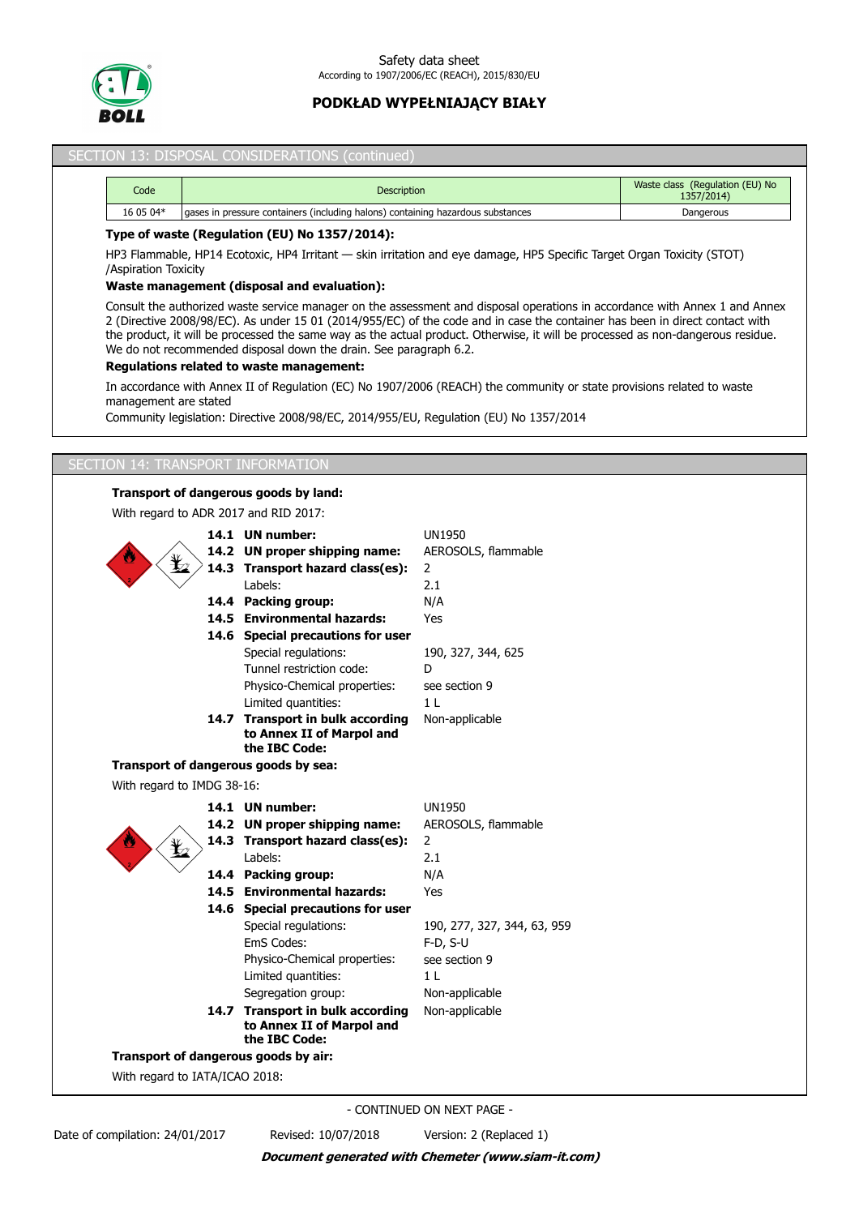## SECTION 13: DISPOSAL CONSIDERATIONS (continued)

| Code | Description | Waste class (Regulation (EU) No 1357/2014) |
|---|---|---|
| 16 05 04* | gases in pressure containers (including halons) containing hazardous substances | Dangerous |

**Type of waste (Regulation (EU) No 1357/2014):**

HP3 Flammable, HP14 Ecotoxic, HP4 Irritant — skin irritation and eye damage, HP5 Specific Target Organ Toxicity (STOT) /Aspiration Toxicity

**Waste management (disposal and evaluation):**

Consult the authorized waste service manager on the assessment and disposal operations in accordance with Annex 1 and Annex 2 (Directive 2008/98/EC). As under 15 01 (2014/955/EC) of the code and in case the container has been in direct contact with the product, it will be processed the same way as the actual product. Otherwise, it will be processed as non-dangerous residue. We do not recommended disposal down the drain. See paragraph 6.2.

**Regulations related to waste management:**

In accordance with Annex II of Regulation (EC) No 1907/2006 (REACH) the community or state provisions related to waste management are stated

Community legislation: Directive 2008/98/EC, 2014/955/EU, Regulation (EU) No 1357/2014

## SECTION 14: TRANSPORT INFORMATION

**Transport of dangerous goods by land:**

With regard to ADR 2017 and RID 2017:

| | | |
|---|---|---|
| **14.1** | **UN number:** | UN1950 |
| **14.2** | **UN proper shipping name:** | AEROSOLS, flammable |
| **14.3** | **Transport hazard class(es):** | 2 |
| | Labels: | 2.1 |
| **14.4** | **Packing group:** | N/A |
| **14.5** | **Environmental hazards:** | Yes |
| **14.6** | **Special precautions for user** | |
| | Special regulations: | 190, 327, 344, 625 |
| | Tunnel restriction code: | D |
| | Physico-Chemical properties: | see section 9 |
| | Limited quantities: | 1 L |
| **14.7** | **Transport in bulk according to Annex II of Marpol and the IBC Code:** | Non-applicable |

**Transport of dangerous goods by sea:**

With regard to IMDG 38-16:

| | | |
|---|---|---|
| **14.1** | **UN number:** | UN1950 |
| **14.2** | **UN proper shipping name:** | AEROSOLS, flammable |
| **14.3** | **Transport hazard class(es):** | 2 |
| | Labels: | 2.1 |
| **14.4** | **Packing group:** | N/A |
| **14.5** | **Environmental hazards:** | Yes |
| **14.6** | **Special precautions for user** | |
| | Special regulations: | 190, 277, 327, 344, 63, 959 |
| | EmS Codes: | F-D, S-U |
| | Physico-Chemical properties: | see section 9 |
| | Limited quantities: | 1 L |
| | Segregation group: | Non-applicable |
| **14.7** | **Transport in bulk according to Annex II of Marpol and the IBC Code:** | Non-applicable |

**Transport of dangerous goods by air:**

With regard to IATA/ICAO 2018:

- CONTINUED ON NEXT PAGE -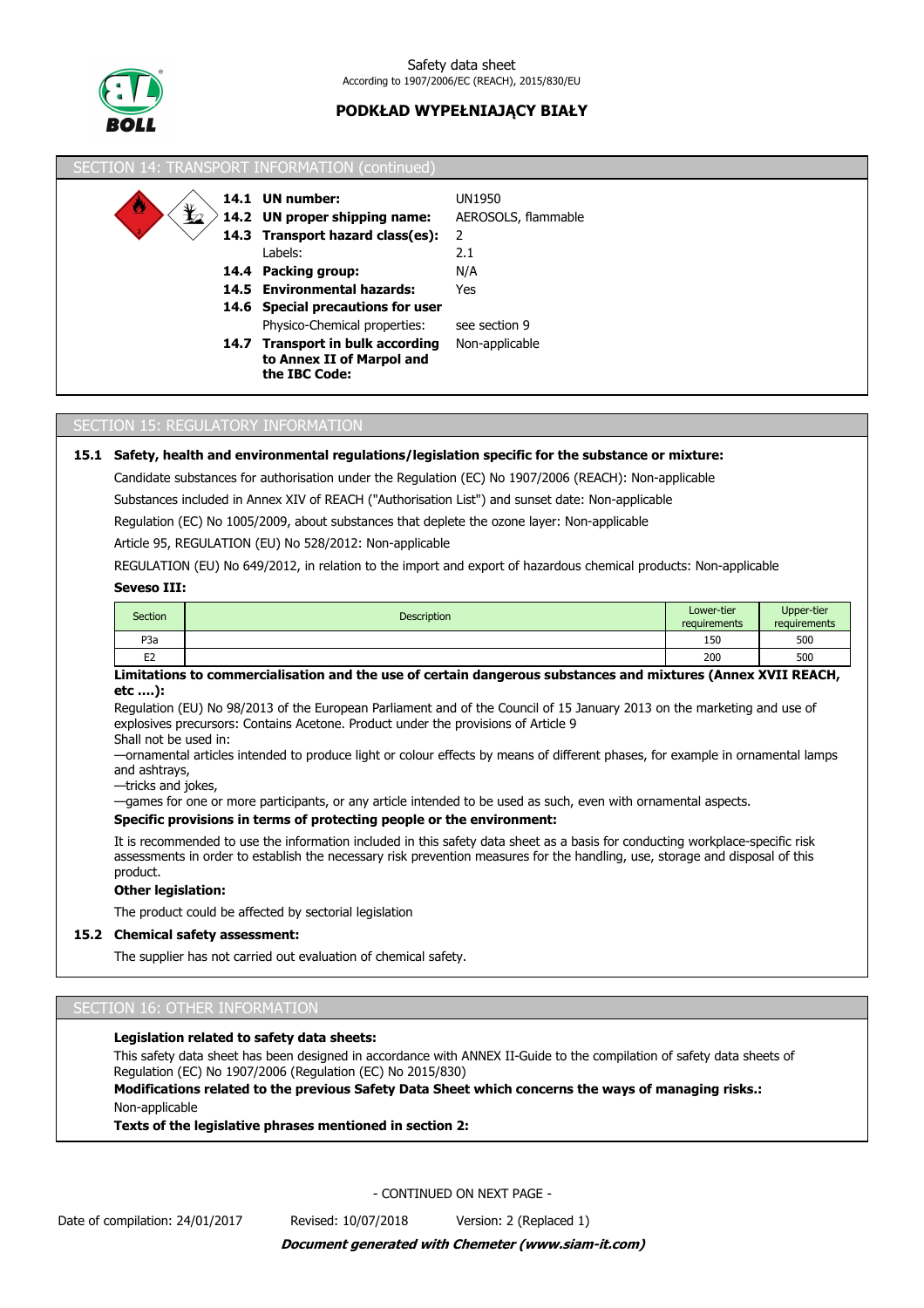## SECTION 14: TRANSPORT INFORMATION (continued)

| | | |
|---|---|---|
| **14.1** | **UN number:** | UN1950 |
| **14.2** | **UN proper shipping name:** | AEROSOLS, flammable |
| **14.3** | **Transport hazard class(es):** | 2 |
| | Labels: | 2.1 |
| **14.4** | **Packing group:** | N/A |
| **14.5** | **Environmental hazards:** | Yes |
| **14.6** | **Special precautions for user** | |
| | Physico-Chemical properties: | see section 9 |
| **14.7** | **Transport in bulk according to Annex II of Marpol and the IBC Code:** | Non-applicable |

## SECTION 15: REGULATORY INFORMATION

**15.1 Safety, health and environmental regulations/legislation specific for the substance or mixture:**

Candidate substances for authorisation under the Regulation (EC) No 1907/2006 (REACH): Non-applicable

Substances included in Annex XIV of REACH ("Authorisation List") and sunset date: Non-applicable

Regulation (EC) No 1005/2009, about substances that deplete the ozone layer: Non-applicable

Article 95, REGULATION (EU) No 528/2012: Non-applicable

REGULATION (EU) No 649/2012, in relation to the import and export of hazardous chemical products: Non-applicable

**Seveso III:**

| Section | Description | Lower-tier requirements | Upper-tier requirements |
|---|---|---|---|
| P3a | | 150 | 500 |
| E2 | | 200 | 500 |

**Limitations to commercialisation and the use of certain dangerous substances and mixtures (Annex XVII REACH, etc ….):**

Regulation (EU) No 98/2013 of the European Parliament and of the Council of 15 January 2013 on the marketing and use of explosives precursors: Contains Acetone. Product under the provisions of Article 9

Shall not be used in:

—ornamental articles intended to produce light or colour effects by means of different phases, for example in ornamental lamps and ashtrays,

—tricks and jokes,

—games for one or more participants, or any article intended to be used as such, even with ornamental aspects.

**Specific provisions in terms of protecting people or the environment:**

It is recommended to use the information included in this safety data sheet as a basis for conducting workplace-specific risk assessments in order to establish the necessary risk prevention measures for the handling, use, storage and disposal of this product.

**Other legislation:**

The product could be affected by sectorial legislation

**15.2 Chemical safety assessment:**

The supplier has not carried out evaluation of chemical safety.

## SECTION 16: OTHER INFORMATION

**Legislation related to safety data sheets:**

This safety data sheet has been designed in accordance with ANNEX II-Guide to the compilation of safety data sheets of Regulation (EC) No 1907/2006 (Regulation (EC) No 2015/830)

**Modifications related to the previous Safety Data Sheet which concerns the ways of managing risks.:**

Non-applicable

**Texts of the legislative phrases mentioned in section 2:**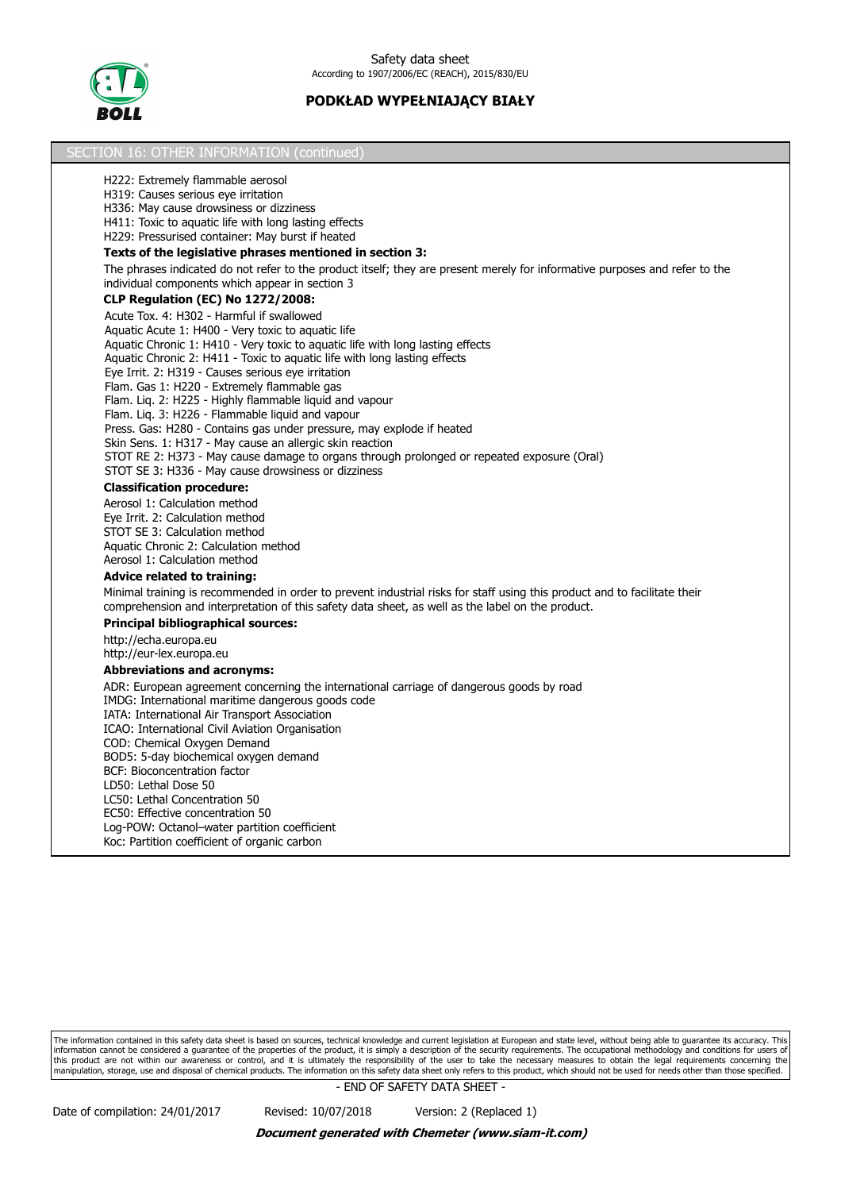## SECTION 16: OTHER INFORMATION (continued)

H222: Extremely flammable aerosol
H319: Causes serious eye irritation
H336: May cause drowsiness or dizziness
H411: Toxic to aquatic life with long lasting effects
H229: Pressurised container: May burst if heated

**Texts of the legislative phrases mentioned in section 3:**

The phrases indicated do not refer to the product itself; they are present merely for informative purposes and refer to the individual components which appear in section 3

**CLP Regulation (EC) No 1272/2008:**

Acute Tox. 4: H302 - Harmful if swallowed
Aquatic Acute 1: H400 - Very toxic to aquatic life
Aquatic Chronic 1: H410 - Very toxic to aquatic life with long lasting effects
Aquatic Chronic 2: H411 - Toxic to aquatic life with long lasting effects
Eye Irrit. 2: H319 - Causes serious eye irritation
Flam. Gas 1: H220 - Extremely flammable gas
Flam. Liq. 2: H225 - Highly flammable liquid and vapour
Flam. Liq. 3: H226 - Flammable liquid and vapour
Press. Gas: H280 - Contains gas under pressure, may explode if heated
Skin Sens. 1: H317 - May cause an allergic skin reaction
STOT RE 2: H373 - May cause damage to organs through prolonged or repeated exposure (Oral)
STOT SE 3: H336 - May cause drowsiness or dizziness

**Classification procedure:**

Aerosol 1: Calculation method
Eye Irrit. 2: Calculation method
STOT SE 3: Calculation method
Aquatic Chronic 2: Calculation method
Aerosol 1: Calculation method

**Advice related to training:**

Minimal training is recommended in order to prevent industrial risks for staff using this product and to facilitate their comprehension and interpretation of this safety data sheet, as well as the label on the product.

**Principal bibliographical sources:**

http://echa.europa.eu
http://eur-lex.europa.eu

**Abbreviations and acronyms:**

ADR: European agreement concerning the international carriage of dangerous goods by road
IMDG: International maritime dangerous goods code
IATA: International Air Transport Association
ICAO: International Civil Aviation Organisation
COD: Chemical Oxygen Demand
BOD5: 5-day biochemical oxygen demand
BCF: Bioconcentration factor
LD50: Lethal Dose 50
LC50: Lethal Concentration 50
EC50: Effective concentration 50
Log-POW: Octanol–water partition coefficient
Koc: Partition coefficient of organic carbon

The information contained in this safety data sheet is based on sources, technical knowledge and current legislation at European and state level, without being able to guarantee its accuracy. This information cannot be considered a guarantee of the properties of the product, it is simply a description of the security requirements. The occupational methodology and conditions for users of this product are not within our awareness or control, and it is ultimately the responsibility of the user to take the necessary measures to obtain the legal requirements concerning the manipulation, storage, use and disposal of chemical products. The information on this safety data sheet only refers to this product, which should not be used for needs other than those specified.

- END OF SAFETY DATA SHEET -